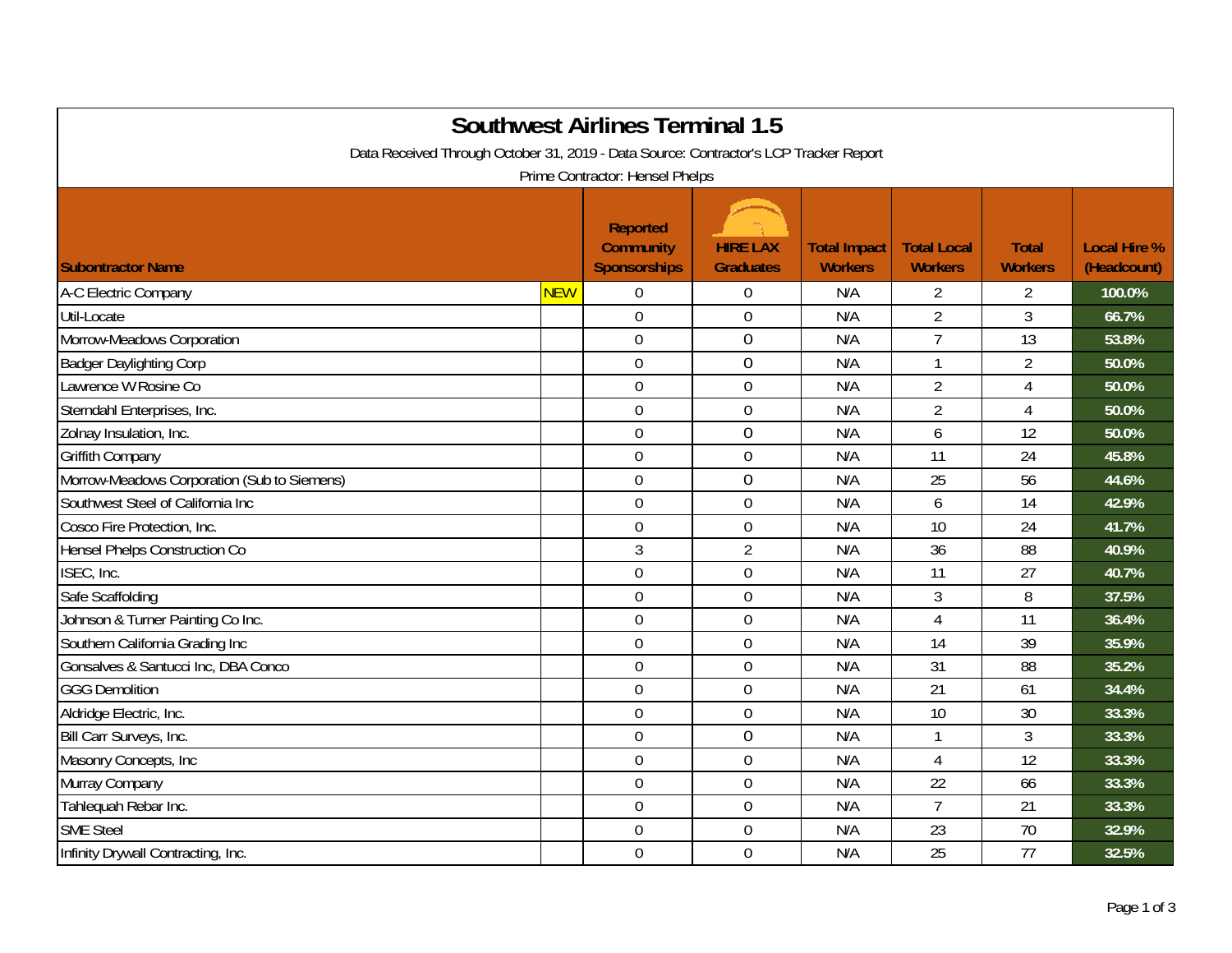# Southwest Airlines Terminal 1.5

Data Received Through October 31, 2019 - Data Source: Contractor's LCP Tracker Report

Prime Contractor: Hensel Phelps

| Subontractor Name | | Reported Community Sponsorships | HIRE LAX Graduates | Total Impact Workers | Total Local Workers | Total Workers | Local Hire % (Headcount) |
|---|---|---|---|---|---|---|---|
| A-C Electric Company | NEW | 0 | 0 | N/A | 2 | 2 | 100.0% |
| Util-Locate | | 0 | 0 | N/A | 2 | 3 | 66.7% |
| Morrow-Meadows Corporation | | 0 | 0 | N/A | 7 | 13 | 53.8% |
| Badger Daylighting Corp | | 0 | 0 | N/A | 1 | 2 | 50.0% |
| Lawrence W Rosine Co | | 0 | 0 | N/A | 2 | 4 | 50.0% |
| Sterndahl Enterprises, Inc. | | 0 | 0 | N/A | 2 | 4 | 50.0% |
| Zolnay Insulation, Inc. | | 0 | 0 | N/A | 6 | 12 | 50.0% |
| Griffith Company | | 0 | 0 | N/A | 11 | 24 | 45.8% |
| Morrow-Meadows Corporation (Sub to Siemens) | | 0 | 0 | N/A | 25 | 56 | 44.6% |
| Southwest Steel of California Inc | | 0 | 0 | N/A | 6 | 14 | 42.9% |
| Cosco Fire Protection, Inc. | | 0 | 0 | N/A | 10 | 24 | 41.7% |
| Hensel Phelps Construction Co | | 3 | 2 | N/A | 36 | 88 | 40.9% |
| ISEC, Inc. | | 0 | 0 | N/A | 11 | 27 | 40.7% |
| Safe Scaffolding | | 0 | 0 | N/A | 3 | 8 | 37.5% |
| Johnson & Turner Painting Co Inc. | | 0 | 0 | N/A | 4 | 11 | 36.4% |
| Southern California Grading Inc | | 0 | 0 | N/A | 14 | 39 | 35.9% |
| Gonsalves & Santucci Inc, DBA Conco | | 0 | 0 | N/A | 31 | 88 | 35.2% |
| GGG Demolition | | 0 | 0 | N/A | 21 | 61 | 34.4% |
| Aldridge Electric, Inc. | | 0 | 0 | N/A | 10 | 30 | 33.3% |
| Bill Carr Surveys, Inc. | | 0 | 0 | N/A | 1 | 3 | 33.3% |
| Masonry Concepts, Inc | | 0 | 0 | N/A | 4 | 12 | 33.3% |
| Murray Company | | 0 | 0 | N/A | 22 | 66 | 33.3% |
| Tahlequah Rebar Inc. | | 0 | 0 | N/A | 7 | 21 | 33.3% |
| SME Steel | | 0 | 0 | N/A | 23 | 70 | 32.9% |
| Infinity Drywall Contracting, Inc. | | 0 | 0 | N/A | 25 | 77 | 32.5% |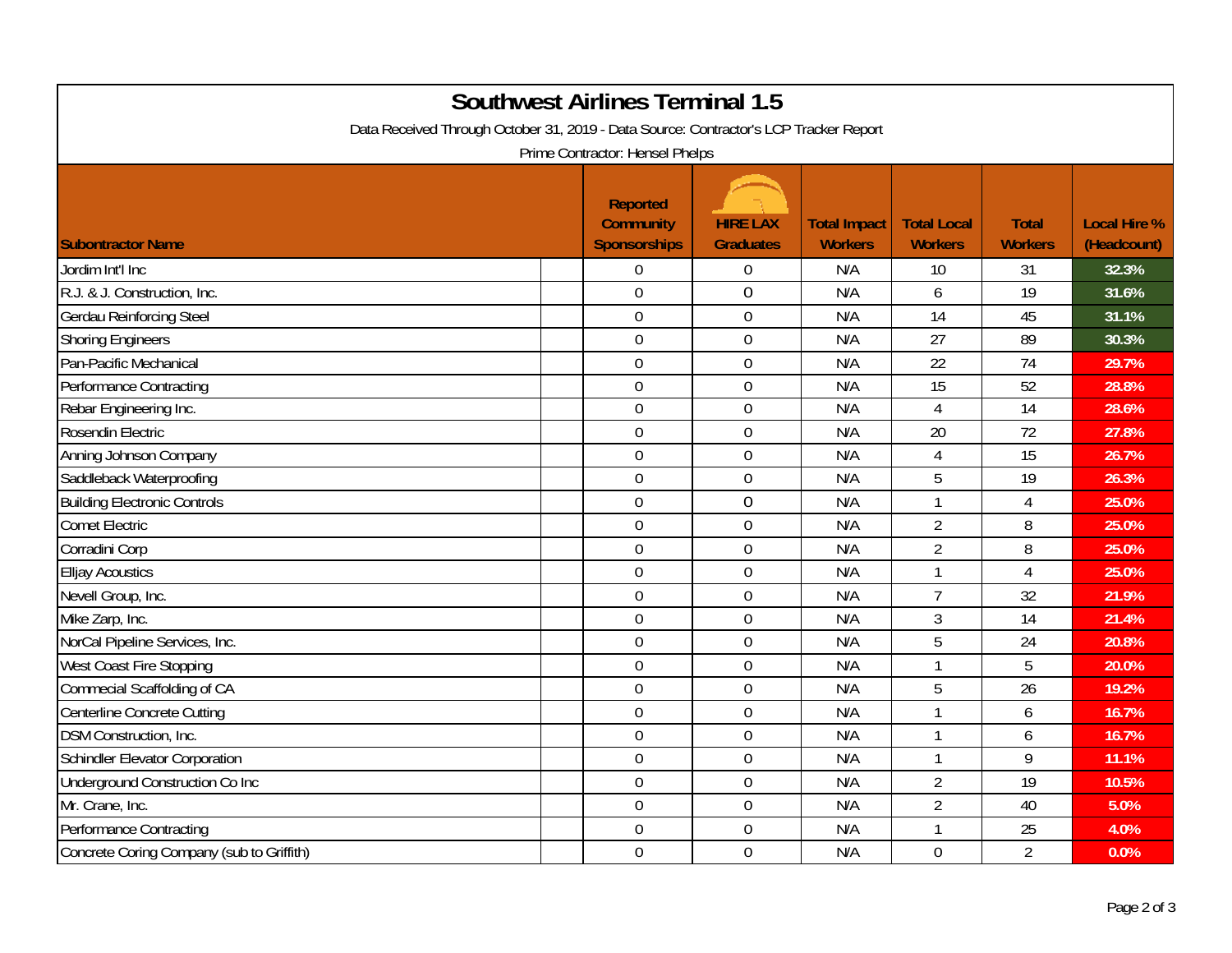# Southwest Airlines Terminal 1.5

Data Received Through October 31, 2019 - Data Source: Contractor's LCP Tracker Report

Prime Contractor: Hensel Phelps

| Subontractor Name | | Reported Community Sponsorships | HIRE LAX Graduates | Total Impact Workers | Total Local Workers | Total Workers | Local Hire % (Headcount) |
|---|---|---|---|---|---|---|---|
| Jordim Int'l Inc | | 0 | 0 | N/A | 10 | 31 | 32.3% |
| R.J. & J. Construction, Inc. | | 0 | 0 | N/A | 6 | 19 | 31.6% |
| Gerdau Reinforcing Steel | | 0 | 0 | N/A | 14 | 45 | 31.1% |
| Shoring Engineers | | 0 | 0 | N/A | 27 | 89 | 30.3% |
| Pan-Pacific Mechanical | | 0 | 0 | N/A | 22 | 74 | 29.7% |
| Performance Contracting | | 0 | 0 | N/A | 15 | 52 | 28.8% |
| Rebar Engineering Inc. | | 0 | 0 | N/A | 4 | 14 | 28.6% |
| Rosendin Electric | | 0 | 0 | N/A | 20 | 72 | 27.8% |
| Anning Johnson Company | | 0 | 0 | N/A | 4 | 15 | 26.7% |
| Saddleback Waterproofing | | 0 | 0 | N/A | 5 | 19 | 26.3% |
| Building Electronic Controls | | 0 | 0 | N/A | 1 | 4 | 25.0% |
| Comet Electric | | 0 | 0 | N/A | 2 | 8 | 25.0% |
| Corradini Corp | | 0 | 0 | N/A | 2 | 8 | 25.0% |
| Elljay Acoustics | | 0 | 0 | N/A | 1 | 4 | 25.0% |
| Nevell Group, Inc. | | 0 | 0 | N/A | 7 | 32 | 21.9% |
| Mike Zarp, Inc. | | 0 | 0 | N/A | 3 | 14 | 21.4% |
| NorCal Pipeline Services, Inc. | | 0 | 0 | N/A | 5 | 24 | 20.8% |
| West Coast Fire Stopping | | 0 | 0 | N/A | 1 | 5 | 20.0% |
| Commecial Scaffolding of CA | | 0 | 0 | N/A | 5 | 26 | 19.2% |
| Centerline Concrete Cutting | | 0 | 0 | N/A | 1 | 6 | 16.7% |
| DSM Construction, Inc. | | 0 | 0 | N/A | 1 | 6 | 16.7% |
| Schindler Elevator Corporation | | 0 | 0 | N/A | 1 | 9 | 11.1% |
| Underground Construction Co Inc | | 0 | 0 | N/A | 2 | 19 | 10.5% |
| Mr. Crane, Inc. | | 0 | 0 | N/A | 2 | 40 | 5.0% |
| Performance Contracting | | 0 | 0 | N/A | 1 | 25 | 4.0% |
| Concrete Coring Company (sub to Griffith) | | 0 | 0 | N/A | 0 | 2 | 0.0% |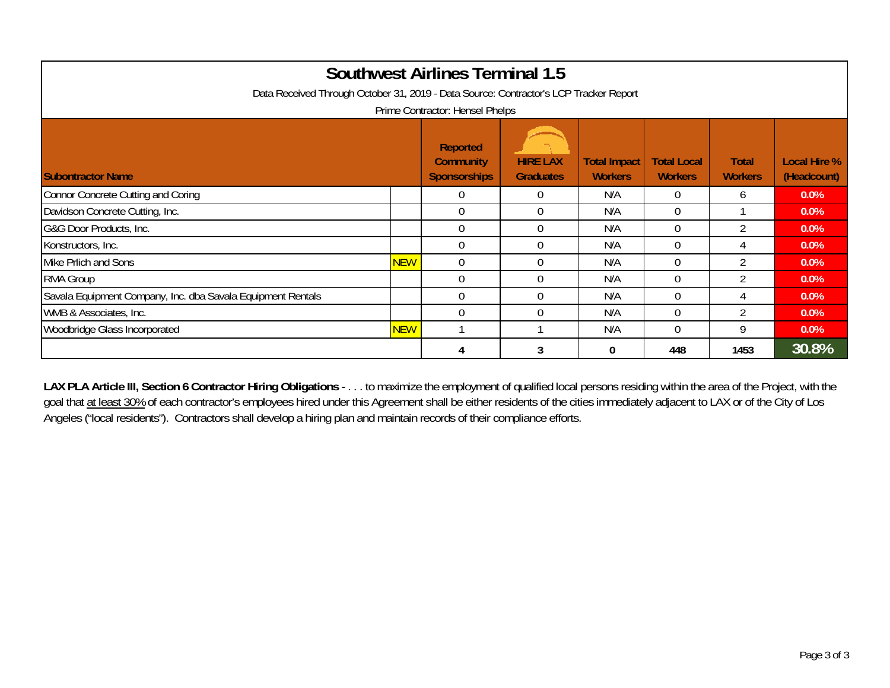# Southwest Airlines Terminal 1.5

Data Received Through October 31, 2019 - Data Source: Contractor's LCP Tracker Report

Prime Contractor: Hensel Phelps

| Subcontractor Name | | Reported Community Sponsorships | HIRE LAX Graduates | Total Impact Workers | Total Local Workers | Total Workers | Local Hire % (Headcount) |
|---|---|---|---|---|---|---|---|
| Connor Concrete Cutting and Coring | | 0 | 0 | N/A | 0 | 6 | 0.0% |
| Davidson Concrete Cutting, Inc. | | 0 | 0 | N/A | 0 | 1 | 0.0% |
| G&G Door Products, Inc. | | 0 | 0 | N/A | 0 | 2 | 0.0% |
| Konstructors, Inc. | | 0 | 0 | N/A | 0 | 4 | 0.0% |
| Mike Prlich and Sons | NEW | 0 | 0 | N/A | 0 | 2 | 0.0% |
| RMA Group | | 0 | 0 | N/A | 0 | 2 | 0.0% |
| Savala Equipment Company, Inc. dba Savala Equipment Rentals | | 0 | 0 | N/A | 0 | 4 | 0.0% |
| WMB & Associates, Inc. | | 0 | 0 | N/A | 0 | 2 | 0.0% |
| Woodbridge Glass Incorporated | NEW | 1 | 1 | N/A | 0 | 9 | 0.0% |
| | | **4** | **3** | **0** | **448** | **1453** | **30.8%** |

**LAX PLA Article III, Section 6 Contractor Hiring Obligations** - . . . to maximize the employment of qualified local persons residing within the area of the Project, with the goal that at least 30% of each contractor's employees hired under this Agreement shall be either residents of the cities immediately adjacent to LAX or of the City of Los Angeles ("local residents"). Contractors shall develop a hiring plan and maintain records of their compliance efforts.